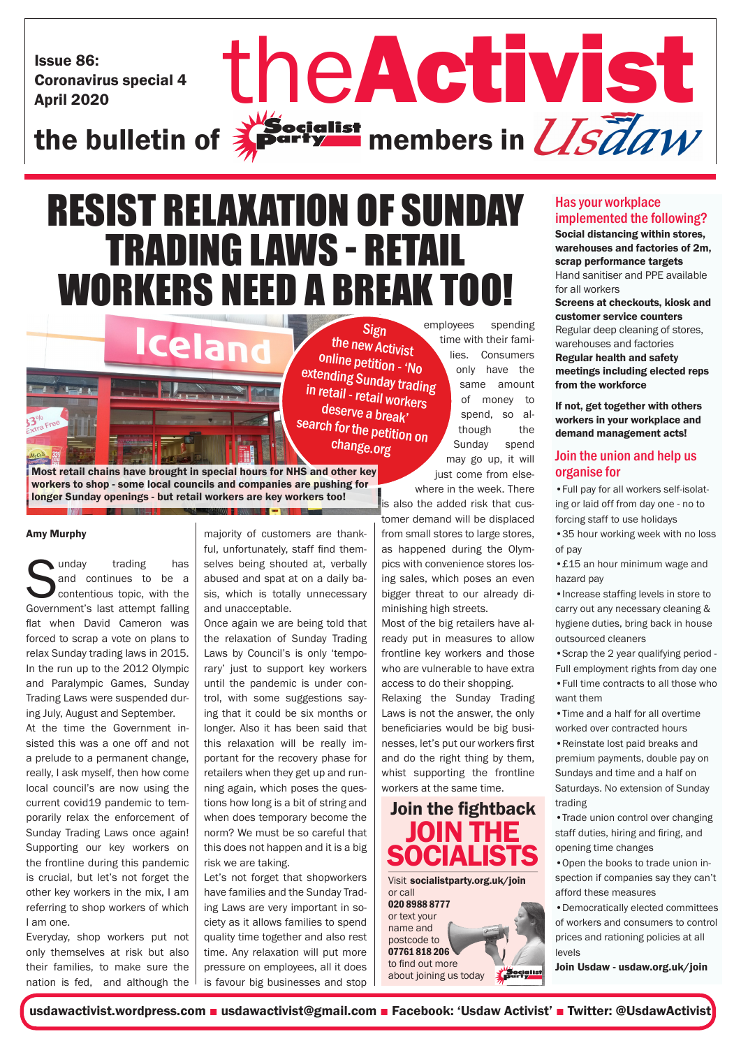Issue 86:
Coronavirus special 4
April 2020

# theActivist

the bulletin of Socialist Party members in Usdaw

# RESIST RELAXATION OF SUNDAY TRADING LAWS - RETAIL WORKERS NEED A BREAK TOO!

Sign the new Activist online petition - 'No extending Sunday trading in retail - retail workers deserve a break' search for the petition on change.org

**Most retail chains have brought in special hours for NHS and other key workers to shop - some local councils and companies are pushing for longer Sunday openings - but retail workers are key workers too!**

**Amy Murphy**

Sunday trading has and continues to be a contentious topic, with the Government's last attempt falling flat when David Cameron was forced to scrap a vote on plans to relax Sunday trading laws in 2015. In the run up to the 2012 Olympic and Paralympic Games, Sunday Trading Laws were suspended during July, August and September.

At the time the Government insisted this was a one off and not a prelude to a permanent change, really, I ask myself, then how come local council's are now using the current covid19 pandemic to temporarily relax the enforcement of Sunday Trading Laws once again! Supporting our key workers on the frontline during this pandemic is crucial, but let's not forget the other key workers in the mix, I am referring to shop workers of which I am one.

Everyday, shop workers put not only themselves at risk but also their families, to make sure the nation is fed, and although the majority of customers are thankful, unfortunately, staff find themselves being shouted at, verbally abused and spat at on a daily basis, which is totally unnecessary and unacceptable.

Once again we are being told that the relaxation of Sunday Trading Laws by Council's is only 'temporary' just to support key workers until the pandemic is under control, with some suggestions saying that it could be six months or longer. Also it has been said that this relaxation will be really important for the recovery phase for retailers when they get up and running again, which poses the questions how long is a bit of string and when does temporary become the norm? We must be so careful that this does not happen and it is a big risk we are taking.

Let's not forget that shopworkers have families and the Sunday Trading Laws are very important in society as it allows families to spend quality time together and also rest time. Any relaxation will put more pressure on employees, all it does is favour big businesses and stop employees spending time with their families. Consumers only have the same amount of money to spend, so although the Sunday spend may go up, it will just come from elsewhere in the week. There is also the added risk that customer demand will be displaced from small stores to large stores, as happened during the Olympics with convenience stores losing sales, which poses an even bigger threat to our already diminishing high streets.

Most of the big retailers have already put in measures to allow frontline key workers and those who are vulnerable to have extra access to do their shopping.

Relaxing the Sunday Trading Laws is not the answer, the only beneficiaries would be big businesses, let's put our workers first and do the right thing by them, whist supporting the frontline workers at the same time.

## Join the fightback JOIN THE SOCIALISTS

Visit **socialistparty.org.uk/join** or call **020 8988 8777** or text your name and postcode to **07761 818 206** to find out more about joining us today

## Has your workplace implemented the following?

**Social distancing within stores, warehouses and factories of 2m, scrap performance targets**

Hand sanitiser and PPE available for all workers

**Screens at checkouts, kiosk and customer service counters**

Regular deep cleaning of stores, warehouses and factories

**Regular health and safety meetings including elected reps from the workforce**

**If not, get together with others workers in your workplace and demand management acts!**

## Join the union and help us organise for

- Full pay for all workers self-isolating or laid off from day one - no to forcing staff to use holidays
- 35 hour working week with no loss of pay
- £15 an hour minimum wage and hazard pay
- Increase staffing levels in store to carry out any necessary cleaning & hygiene duties, bring back in house outsourced cleaners
- Scrap the 2 year qualifying period - Full employment rights from day one
- Full time contracts to all those who want them
- Time and a half for all overtime worked over contracted hours
- Reinstate lost paid breaks and premium payments, double pay on Sundays and time and a half on Saturdays. No extension of Sunday trading
- Trade union control over changing staff duties, hiring and firing, and opening time changes
- Open the books to trade union inspection if companies say they can't afford these measures
- Democratically elected committees of workers and consumers to control prices and rationing policies at all levels

**Join Usdaw - usdaw.org.uk/join**

usdawactivist.wordpress.com ■ usdawactivist@gmail.com ■ Facebook: 'Usdaw Activist' ■ Twitter: @UsdawActivist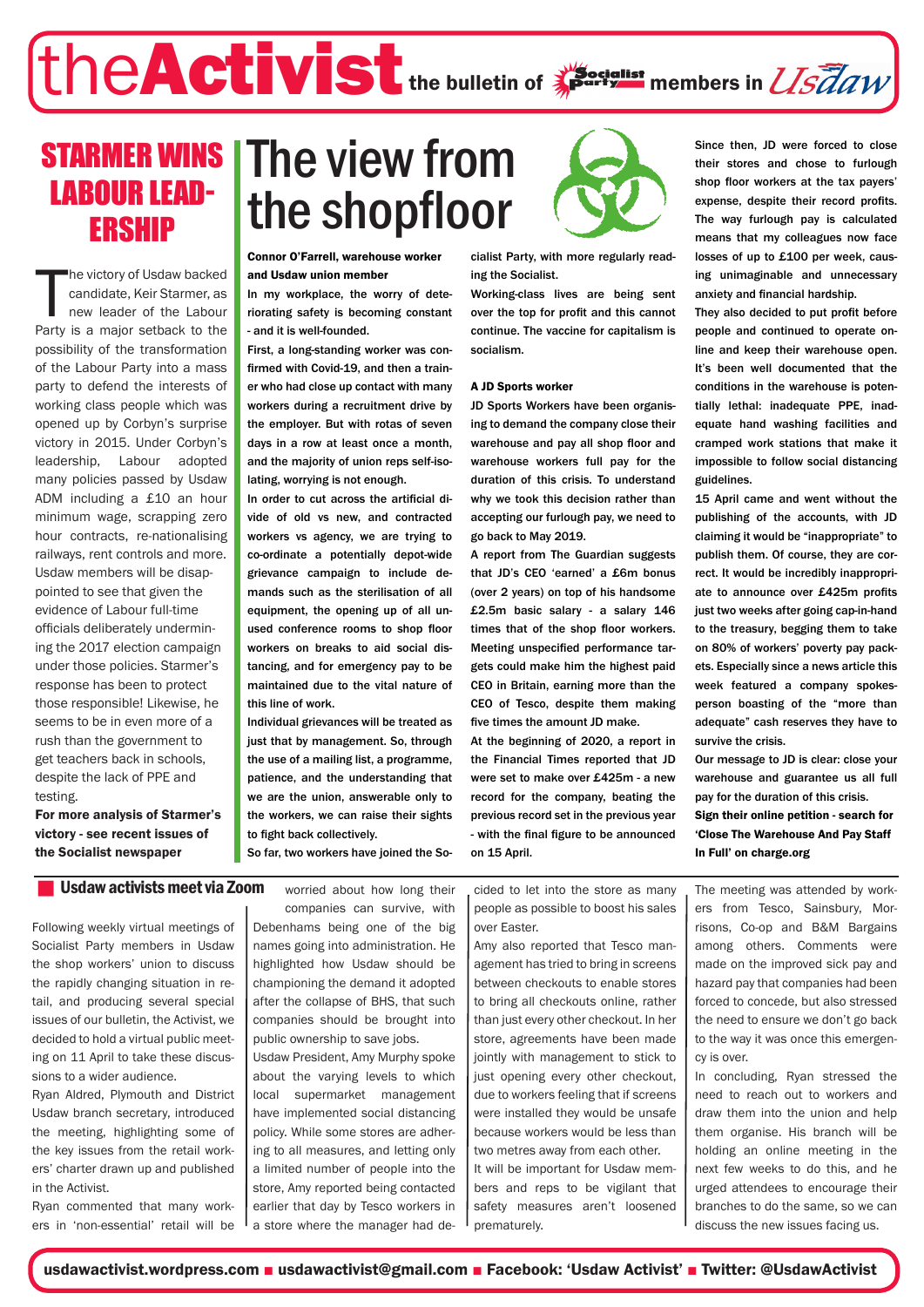# theActivist the bulletin of Socialist Party members in Usdaw

## STARMER WINS LABOUR LEADERSHIP

The victory of Usdaw backed candidate, Keir Starmer, as new leader of the Labour Party is a major setback to the possibility of the transformation of the Labour Party into a mass party to defend the interests of working class people which was opened up by Corbyn's surprise victory in 2015. Under Corbyn's leadership, Labour adopted many policies passed by Usdaw ADM including a £10 an hour minimum wage, scrapping zero hour contracts, re-nationalising railways, rent controls and more. Usdaw members will be disappointed to see that given the evidence of Labour full-time officials deliberately undermining the 2017 election campaign under those policies. Starmer's response has been to protect those responsible! Likewise, he seems to be in even more of a rush than the government to get teachers back in schools, despite the lack of PPE and testing.

**For more analysis of Starmer's victory - see recent issues of the Socialist newspaper**

## The view from the shopfloor

**Connor O'Farrell, warehouse worker and Usdaw union member**

**In my workplace, the worry of deteriorating safety is becoming constant - and it is well-founded.**

**First, a long-standing worker was confirmed with Covid-19, and then a trainer who had close up contact with many workers during a recruitment drive by the employer. But with rotas of seven days in a row at least once a month, and the majority of union reps self-isolating, worrying is not enough.**

**In order to cut across the artificial divide of old vs new, and contracted workers vs agency, we are trying to co-ordinate a potentially depot-wide grievance campaign to include demands such as the sterilisation of all equipment, the opening up of all unused conference rooms to shop floor workers on breaks to aid social distancing, and for emergency pay to be maintained due to the vital nature of this line of work.**

**Individual grievances will be treated as just that by management. So, through the use of a mailing list, a programme, patience, and the understanding that we are the union, answerable only to the workers, we can raise their sights to fight back collectively.**

**So far, two workers have joined the Socialist Party, with more regularly reading the Socialist.**

**Working-class lives are being sent over the top for profit and this cannot continue. The vaccine for capitalism is socialism.**

**A JD Sports worker**

**JD Sports Workers have been organising to demand the company close their warehouse and pay all shop floor and warehouse workers full pay for the duration of this crisis. To understand why we took this decision rather than accepting our furlough pay, we need to go back to May 2019.**

**A report from The Guardian suggests that JD's CEO 'earned' a £6m bonus (over 2 years) on top of his handsome £2.5m basic salary - a salary 146 times that of the shop floor workers. Meeting unspecified performance targets could make him the highest paid CEO in Britain, earning more than the CEO of Tesco, despite them making five times the amount JD make.**

**At the beginning of 2020, a report in the Financial Times reported that JD were set to make over £425m - a new record for the company, beating the previous record set in the previous year - with the final figure to be announced on 15 April.**

**Since then, JD were forced to close their stores and chose to furlough shop floor workers at the tax payers' expense, despite their record profits. The way furlough pay is calculated means that my colleagues now face losses of up to £100 per week, causing unimaginable and unnecessary anxiety and financial hardship.**

**They also decided to put profit before people and continued to operate online and keep their warehouse open. It's been well documented that the conditions in the warehouse is potentially lethal: inadequate PPE, inadequate hand washing facilities and cramped work stations that make it impossible to follow social distancing guidelines.**

**15 April came and went without the publishing of the accounts, with JD claiming it would be "inappropriate" to publish them. Of course, they are correct. It would be incredibly inappropriate to announce over £425m profits just two weeks after going cap-in-hand to the treasury, begging them to take on 80% of workers' poverty pay packets. Especially since a news article this week featured a company spokesperson boasting of the "more than adequate" cash reserves they have to survive the crisis.**

**Our message to JD is clear: close your warehouse and guarantee us all full pay for the duration of this crisis.**

**Sign their online petition - search for 'Close The Warehouse And Pay Staff In Full' on charge.org**

## Usdaw activists meet via Zoom

Following weekly virtual meetings of Socialist Party members in Usdaw the shop workers' union to discuss the rapidly changing situation in retail, and producing several special issues of our bulletin, the Activist, we decided to hold a virtual public meeting on 11 April to take these discussions to a wider audience.

Ryan Aldred, Plymouth and District Usdaw branch secretary, introduced the meeting, highlighting some of the key issues from the retail workers' charter drawn up and published in the Activist.

Ryan commented that many workers in 'non-essential' retail will be worried about how long their companies can survive, with Debenhams being one of the big names going into administration. He highlighted how Usdaw should be championing the demand it adopted after the collapse of BHS, that such companies should be brought into public ownership to save jobs.

Usdaw President, Amy Murphy spoke about the varying levels to which local supermarket management have implemented social distancing policy. While some stores are adhering to all measures, and letting only a limited number of people into the store, Amy reported being contacted earlier that day by Tesco workers in a store where the manager had decided to let into the store as many people as possible to boost his sales over Easter.

Amy also reported that Tesco management has tried to bring in screens between checkouts to enable stores to bring all checkouts online, rather than just every other checkout. In her store, agreements have been made jointly with management to stick to just opening every other checkout, due to workers feeling that if screens were installed they would be unsafe because workers would be less than two metres away from each other.

It will be important for Usdaw members and reps to be vigilant that safety measures aren't loosened prematurely.

The meeting was attended by workers from Tesco, Sainsbury, Morrisons, Co-op and B&M Bargains among others. Comments were made on the improved sick pay and hazard pay that companies had been forced to concede, but also stressed the need to ensure we don't go back to the way it was once this emergency is over.

In concluding, Ryan stressed the need to reach out to workers and draw them into the union and help them organise. His branch will be holding an online meeting in the next few weeks to do this, and he urged attendees to encourage their branches to do the same, so we can discuss the new issues facing us.

**usdawactivist.wordpress.com ■ usdawactivist@gmail.com ■ Facebook: 'Usdaw Activist' ■ Twitter: @UsdawActivist**